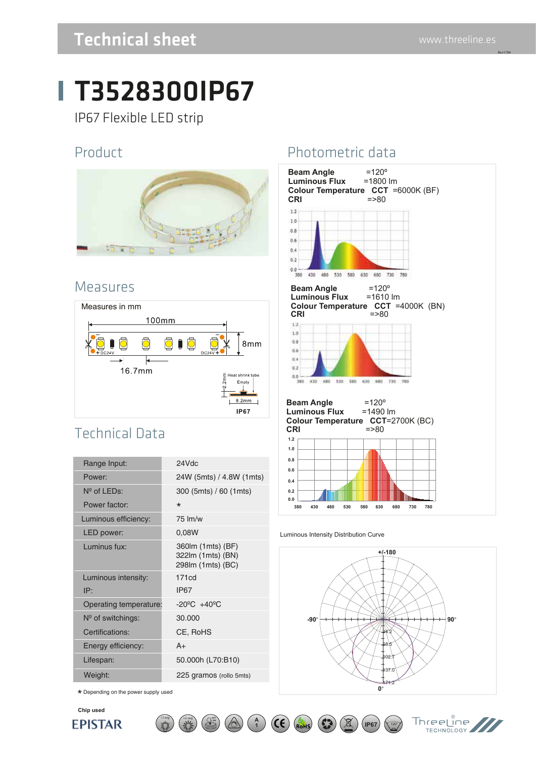# T3528300IP67

IP67 Flexible LED strip

## Product

## Measures

Measures in mm

100mm

8mm

16.7mm

Heat shrink tube

Empty

2.2mm

8.2mm

IP67

## Technical Data

| | |
|---|---|
| Range Input: | 24Vdc |
| Power: | 24W (5mts) / 4.8W (1mts) |
| Nº of LEDs: | 300 (5mts) / 60 (1mts) |
| Power factor: | * |
| Luminous efficiency: | 75 lm/w |
| LED power: | 0,08W |
| Luminus fux: | 360lm (1mts) (BF) 322lm (1mts) (BN) 298lm (1mts) (BC) |
| Luminous intensity: | 171cd |
| IP: | IP67 |
| Operating temperature: | -20ºC +40ºC |
| Nº of switchings: | 30.000 |
| Certifications: | CE, RoHS |
| Energy efficiency: | A+ |
| Lifespan: | 50.000h (L70:B10) |
| Weight: | 225 gramos (rollo 5mts) |

* Depending on the power supply used

Chip used

EPISTAR

## Photometric data

**Beam Angle** =120º
**Luminous Flux** =1800 lm
**Colour Temperature CCT** =6000K (BF)
**CRI** =>80

**Beam Angle** =120º
**Luminous Flux** =1610 lm
**Colour Temperature CCT** =4000K (BN)
**CRI** =>80

**Beam Angle** =120º
**Luminous Flux** =1490 lm
**Colour Temperature CCT**=2700K (BC)
**CRI** =>80

Luminous Intensity Distribution Curve

+/-180

-90° 90°

34.2 68.5 102.7 137.0 171.2

0°

www.threeline.es

ThreeLine TECHNOLOGY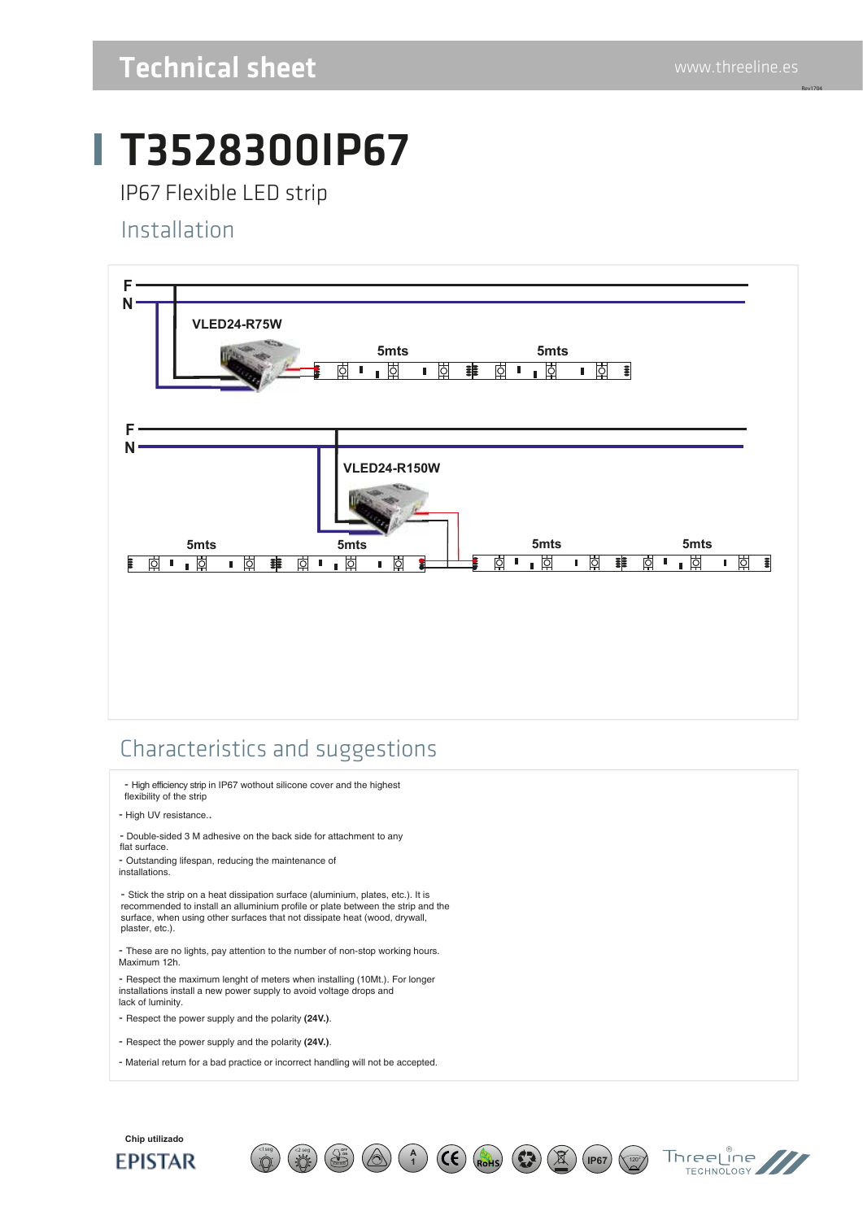# T3528300IP67

IP67 Flexible LED strip

## Installation

F
N
VLED24-R75W
5mts
5mts

F
N
VLED24-R150W
5mts
5mts
5mts
5mts

## Characteristics and suggestions

- High efficiency strip in IP67 wothout silicone cover and the highest flexibility of the strip
- High UV resistance..
- Double-sided 3 M adhesive on the back side for attachment to any flat surface.
- Outstanding lifespan, reducing the maintenance of installations.
- Stick the strip on a heat dissipation surface (aluminium, plates, etc.). It is recommended to install an alluminium profile or plate between the strip and the surface, when using other surfaces that not dissipate heat (wood, drywall, plaster, etc.).
- These are no lights, pay attention to the number of non-stop working hours. Maximum 12h.
- Respect the maximum lenght of meters when installing (10Mt.). For longer installations install a new power supply to avoid voltage drops and lack of luminity.
- Respect the power supply and the polarity **(24V.)**.
- Respect the power supply and the polarity **(24V.)**.
- Material return for a bad practice or incorrect handling will not be accepted.

Chip utilizado

EPISTAR